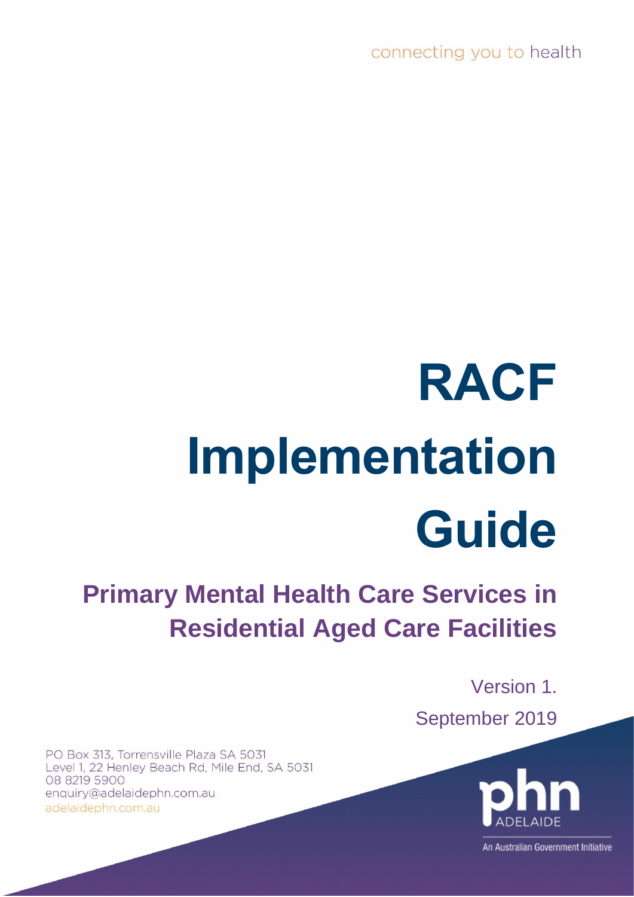connecting you to health

# RACF Implementation Guide

## Primary Mental Health Care Services in Residential Aged Care Facilities

Version 1.

September 2019

PO Box 313, Torrensville Plaza SA 5031
Level 1, 22 Henley Beach Rd, Mile End, SA 5031
08 8219 5900
enquiry@adelaidephn.com.au
adelaidephn.com.au

phn ADELAIDE

An Australian Government Initiative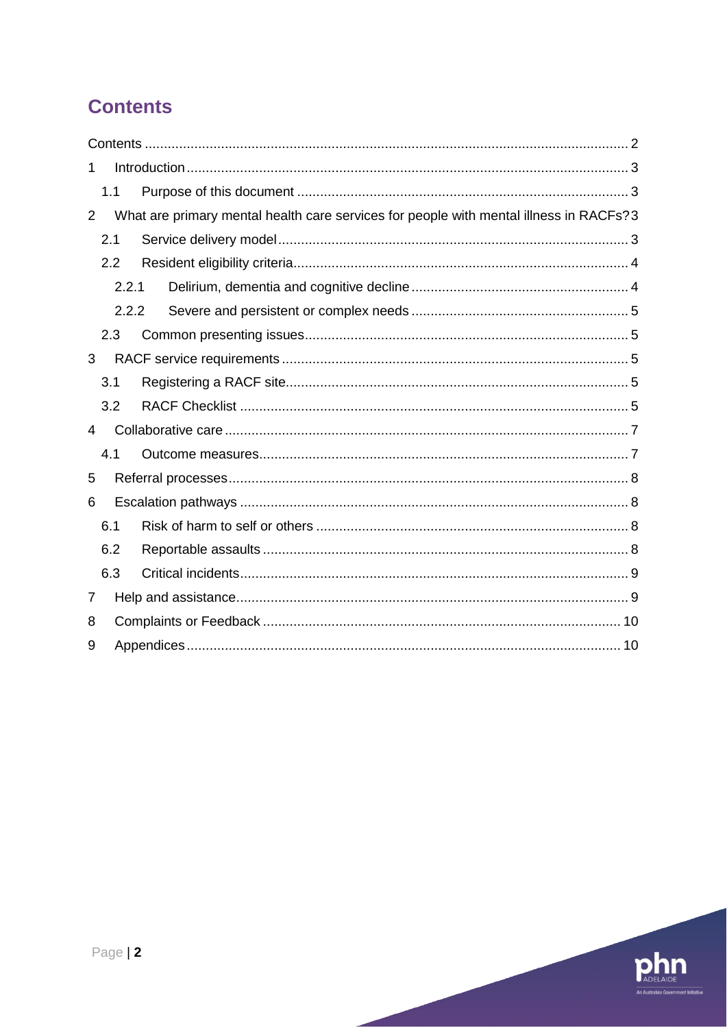# Contents

Contents ..... 2

1 Introduction ..... 3

1.1 Purpose of this document ..... 3

2 What are primary mental health care services for people with mental illness in RACFs? 3

2.1 Service delivery model ..... 3

2.2 Resident eligibility criteria ..... 4

2.2.1 Delirium, dementia and cognitive decline ..... 4

2.2.2 Severe and persistent or complex needs ..... 5

2.3 Common presenting issues ..... 5

3 RACF service requirements ..... 5

3.1 Registering a RACF site ..... 5

3.2 RACF Checklist ..... 5

4 Collaborative care ..... 7

4.1 Outcome measures ..... 7

5 Referral processes ..... 8

6 Escalation pathways ..... 8

6.1 Risk of harm to self or others ..... 8

6.2 Reportable assaults ..... 8

6.3 Critical incidents ..... 9

7 Help and assistance ..... 9

8 Complaints or Feedback ..... 10

9 Appendices ..... 10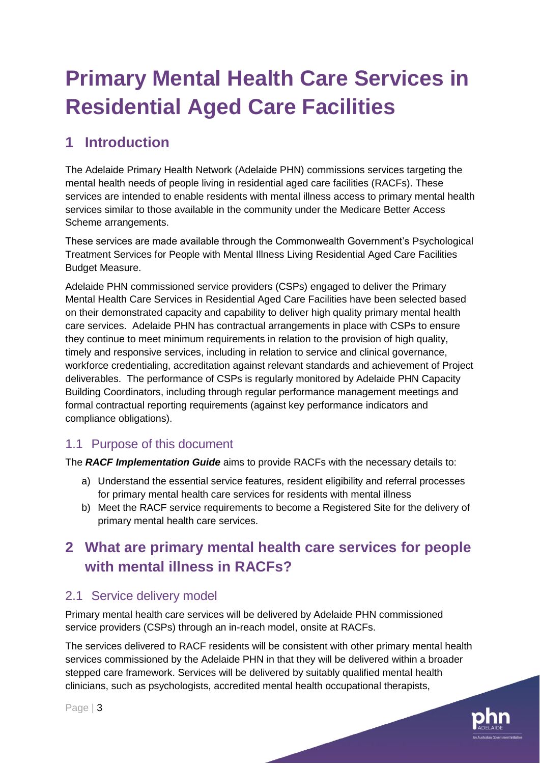# Primary Mental Health Care Services in Residential Aged Care Facilities

## 1 Introduction

The Adelaide Primary Health Network (Adelaide PHN) commissions services targeting the mental health needs of people living in residential aged care facilities (RACFs). These services are intended to enable residents with mental illness access to primary mental health services similar to those available in the community under the Medicare Better Access Scheme arrangements.

These services are made available through the Commonwealth Government's Psychological Treatment Services for People with Mental Illness Living Residential Aged Care Facilities Budget Measure.

Adelaide PHN commissioned service providers (CSPs) engaged to deliver the Primary Mental Health Care Services in Residential Aged Care Facilities have been selected based on their demonstrated capacity and capability to deliver high quality primary mental health care services. Adelaide PHN has contractual arrangements in place with CSPs to ensure they continue to meet minimum requirements in relation to the provision of high quality, timely and responsive services, including in relation to service and clinical governance, workforce credentialing, accreditation against relevant standards and achievement of Project deliverables. The performance of CSPs is regularly monitored by Adelaide PHN Capacity Building Coordinators, including through regular performance management meetings and formal contractual reporting requirements (against key performance indicators and compliance obligations).

### 1.1 Purpose of this document

The ***RACF Implementation Guide*** aims to provide RACFs with the necessary details to:

a) Understand the essential service features, resident eligibility and referral processes for primary mental health care services for residents with mental illness
b) Meet the RACF service requirements to become a Registered Site for the delivery of primary mental health care services.

## 2 What are primary mental health care services for people with mental illness in RACFs?

### 2.1 Service delivery model

Primary mental health care services will be delivered by Adelaide PHN commissioned service providers (CSPs) through an in-reach model, onsite at RACFs.

The services delivered to RACF residents will be consistent with other primary mental health services commissioned by the Adelaide PHN in that they will be delivered within a broader stepped care framework. Services will be delivered by suitably qualified mental health clinicians, such as psychologists, accredited mental health occupational therapists,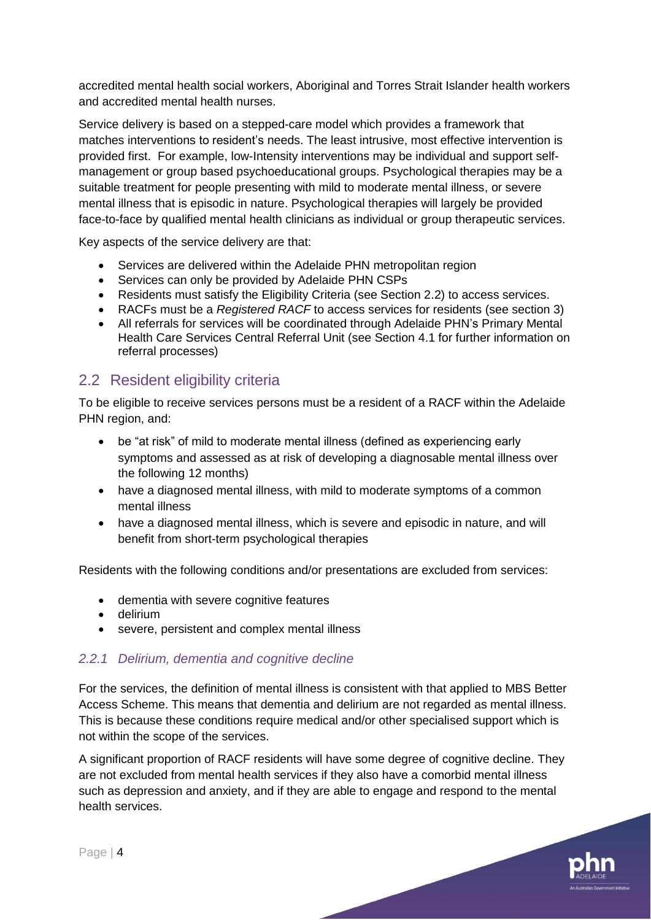accredited mental health social workers, Aboriginal and Torres Strait Islander health workers and accredited mental health nurses.

Service delivery is based on a stepped-care model which provides a framework that matches interventions to resident's needs. The least intrusive, most effective intervention is provided first. For example, low-Intensity interventions may be individual and support self-management or group based psychoeducational groups. Psychological therapies may be a suitable treatment for people presenting with mild to moderate mental illness, or severe mental illness that is episodic in nature. Psychological therapies will largely be provided face-to-face by qualified mental health clinicians as individual or group therapeutic services.

Key aspects of the service delivery are that:

- Services are delivered within the Adelaide PHN metropolitan region
- Services can only be provided by Adelaide PHN CSPs
- Residents must satisfy the Eligibility Criteria (see Section 2.2) to access services.
- RACFs must be a *Registered RACF* to access services for residents (see section 3)
- All referrals for services will be coordinated through Adelaide PHN's Primary Mental Health Care Services Central Referral Unit (see Section 4.1 for further information on referral processes)

## 2.2 Resident eligibility criteria

To be eligible to receive services persons must be a resident of a RACF within the Adelaide PHN region, and:

- be "at risk" of mild to moderate mental illness (defined as experiencing early symptoms and assessed as at risk of developing a diagnosable mental illness over the following 12 months)
- have a diagnosed mental illness, with mild to moderate symptoms of a common mental illness
- have a diagnosed mental illness, which is severe and episodic in nature, and will benefit from short-term psychological therapies

Residents with the following conditions and/or presentations are excluded from services:

- dementia with severe cognitive features
- delirium
- severe, persistent and complex mental illness

### *2.2.1 Delirium, dementia and cognitive decline*

For the services, the definition of mental illness is consistent with that applied to MBS Better Access Scheme. This means that dementia and delirium are not regarded as mental illness. This is because these conditions require medical and/or other specialised support which is not within the scope of the services.

A significant proportion of RACF residents will have some degree of cognitive decline. They are not excluded from mental health services if they also have a comorbid mental illness such as depression and anxiety, and if they are able to engage and respond to the mental health services.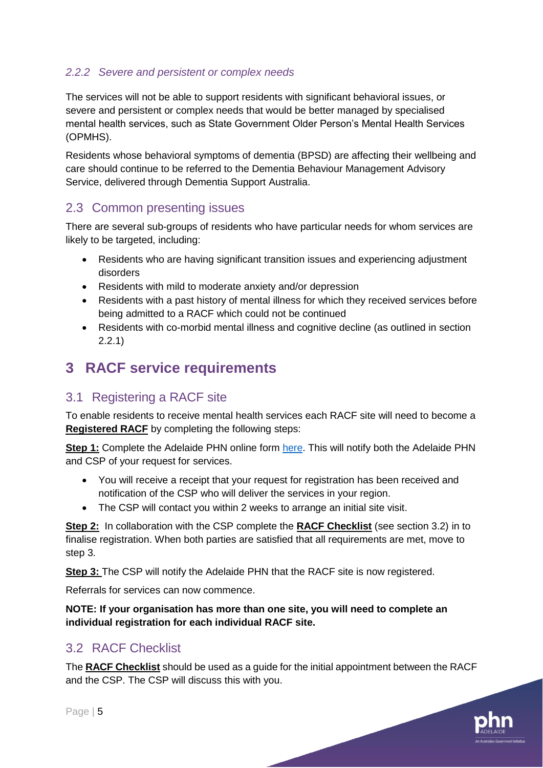### *2.2.2 Severe and persistent or complex needs*

The services will not be able to support residents with significant behavioral issues, or severe and persistent or complex needs that would be better managed by specialised mental health services, such as State Government Older Person's Mental Health Services (OPMHS).

Residents whose behavioral symptoms of dementia (BPSD) are affecting their wellbeing and care should continue to be referred to the Dementia Behaviour Management Advisory Service, delivered through Dementia Support Australia.

## 2.3 Common presenting issues

There are several sub-groups of residents who have particular needs for whom services are likely to be targeted, including:

- Residents who are having significant transition issues and experiencing adjustment disorders
- Residents with mild to moderate anxiety and/or depression
- Residents with a past history of mental illness for which they received services before being admitted to a RACF which could not be continued
- Residents with co-morbid mental illness and cognitive decline (as outlined in section 2.2.1)

# 3 RACF service requirements

## 3.1 Registering a RACF site

To enable residents to receive mental health services each RACF site will need to become a **Registered RACF** by completing the following steps:

**Step 1:** Complete the Adelaide PHN online form here. This will notify both the Adelaide PHN and CSP of your request for services.

- You will receive a receipt that your request for registration has been received and notification of the CSP who will deliver the services in your region.
- The CSP will contact you within 2 weeks to arrange an initial site visit.

**Step 2:** In collaboration with the CSP complete the **RACF Checklist** (see section 3.2) in to finalise registration. When both parties are satisfied that all requirements are met, move to step 3.

**Step 3:** The CSP will notify the Adelaide PHN that the RACF site is now registered.

Referrals for services can now commence.

**NOTE: If your organisation has more than one site, you will need to complete an individual registration for each individual RACF site.**

## 3.2 RACF Checklist

The **RACF Checklist** should be used as a guide for the initial appointment between the RACF and the CSP. The CSP will discuss this with you.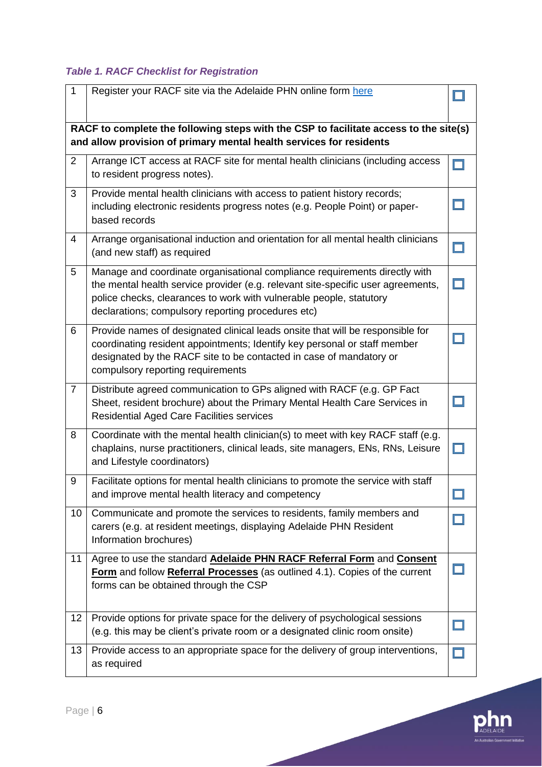*Table 1. RACF Checklist for Registration*

| | | |
|---|---|---|
| 1 | Register your RACF site via the Adelaide PHN online form here | ☐ |
| **RACF to complete the following steps with the CSP to facilitate access to the site(s) and allow provision of primary mental health services for residents** | | |
| 2 | Arrange ICT access at RACF site for mental health clinicians (including access to resident progress notes). | ☐ |
| 3 | Provide mental health clinicians with access to patient history records; including electronic residents progress notes (e.g. People Point) or paper-based records | ☐ |
| 4 | Arrange organisational induction and orientation for all mental health clinicians (and new staff) as required | ☐ |
| 5 | Manage and coordinate organisational compliance requirements directly with the mental health service provider (e.g. relevant site-specific user agreements, police checks, clearances to work with vulnerable people, statutory declarations; compulsory reporting procedures etc) | ☐ |
| 6 | Provide names of designated clinical leads onsite that will be responsible for coordinating resident appointments; Identify key personal or staff member designated by the RACF site to be contacted in case of mandatory or compulsory reporting requirements | ☐ |
| 7 | Distribute agreed communication to GPs aligned with RACF (e.g. GP Fact Sheet, resident brochure) about the Primary Mental Health Care Services in Residential Aged Care Facilities services | ☐ |
| 8 | Coordinate with the mental health clinician(s) to meet with key RACF staff (e.g. chaplains, nurse practitioners, clinical leads, site managers, ENs, RNs, Leisure and Lifestyle coordinators) | ☐ |
| 9 | Facilitate options for mental health clinicians to promote the service with staff and improve mental health literacy and competency | ☐ |
| 10 | Communicate and promote the services to residents, family members and carers (e.g. at resident meetings, displaying Adelaide PHN Resident Information brochures) | ☐ |
| 11 | Agree to use the standard **Adelaide PHN RACF Referral Form** and **Consent Form** and follow **Referral Processes** (as outlined 4.1). Copies of the current forms can be obtained through the CSP | ☐ |
| 12 | Provide options for private space for the delivery of psychological sessions (e.g. this may be client's private room or a designated clinic room onsite) | ☐ |
| 13 | Provide access to an appropriate space for the delivery of group interventions, as required | ☐ |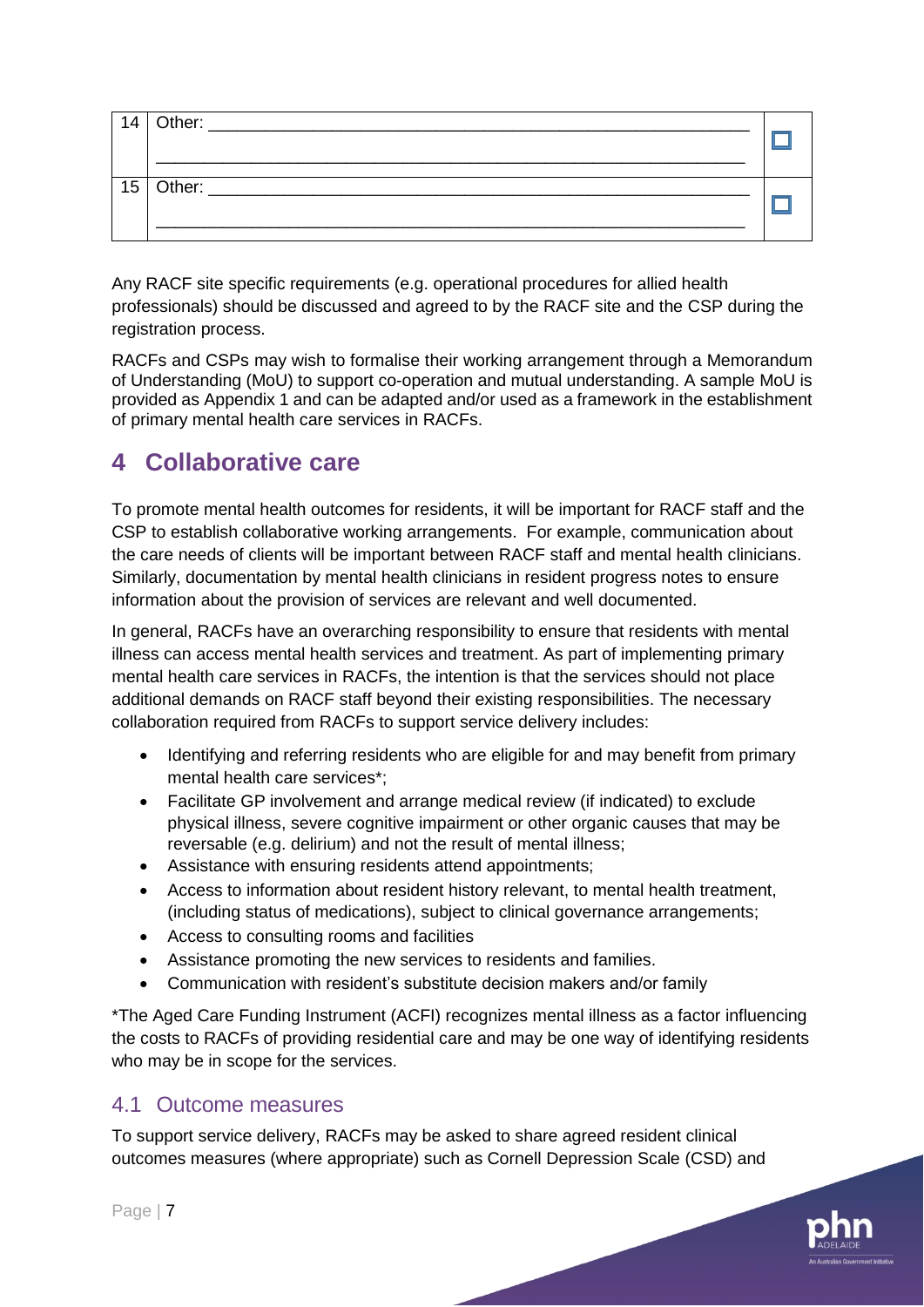| | | |
|---|---|---|
| 14 | Other: ____________________________________________________________<br>____________________________________________________________ | ☐ |
| 15 | Other: ____________________________________________________________<br>____________________________________________________________ | ☐ |

Any RACF site specific requirements (e.g. operational procedures for allied health professionals) should be discussed and agreed to by the RACF site and the CSP during the registration process.

RACFs and CSPs may wish to formalise their working arrangement through a Memorandum of Understanding (MoU) to support co-operation and mutual understanding. A sample MoU is provided as Appendix 1 and can be adapted and/or used as a framework in the establishment of primary mental health care services in RACFs.

# 4 Collaborative care

To promote mental health outcomes for residents, it will be important for RACF staff and the CSP to establish collaborative working arrangements. For example, communication about the care needs of clients will be important between RACF staff and mental health clinicians. Similarly, documentation by mental health clinicians in resident progress notes to ensure information about the provision of services are relevant and well documented.

In general, RACFs have an overarching responsibility to ensure that residents with mental illness can access mental health services and treatment. As part of implementing primary mental health care services in RACFs, the intention is that the services should not place additional demands on RACF staff beyond their existing responsibilities. The necessary collaboration required from RACFs to support service delivery includes:

- Identifying and referring residents who are eligible for and may benefit from primary mental health care services*;
- Facilitate GP involvement and arrange medical review (if indicated) to exclude physical illness, severe cognitive impairment or other organic causes that may be reversable (e.g. delirium) and not the result of mental illness;
- Assistance with ensuring residents attend appointments;
- Access to information about resident history relevant, to mental health treatment, (including status of medications), subject to clinical governance arrangements;
- Access to consulting rooms and facilities
- Assistance promoting the new services to residents and families.
- Communication with resident's substitute decision makers and/or family

*The Aged Care Funding Instrument (ACFI) recognizes mental illness as a factor influencing the costs to RACFs of providing residential care and may be one way of identifying residents who may be in scope for the services.

## 4.1 Outcome measures

To support service delivery, RACFs may be asked to share agreed resident clinical outcomes measures (where appropriate) such as Cornell Depression Scale (CSD) and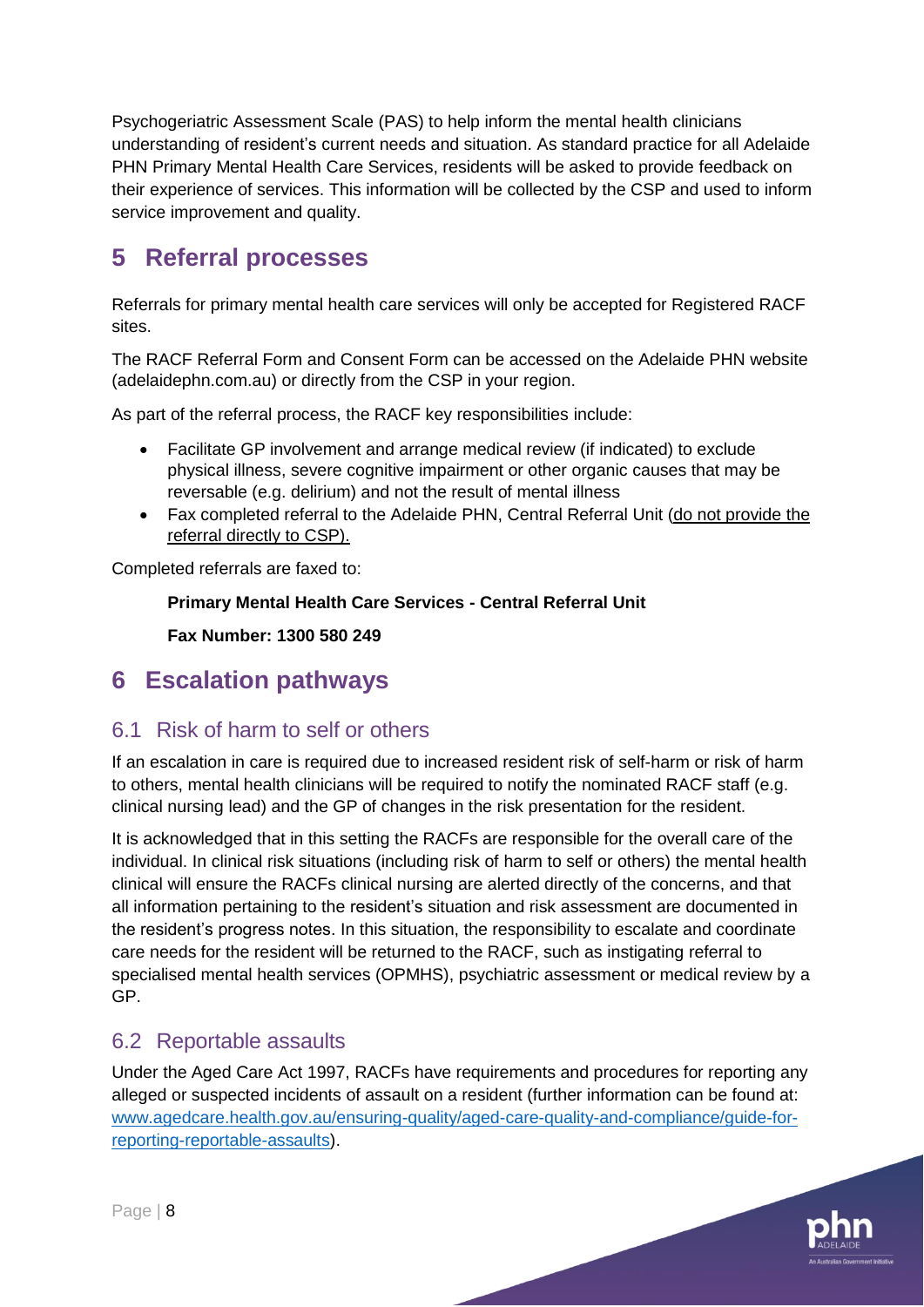Psychogeriatric Assessment Scale (PAS) to help inform the mental health clinicians understanding of resident's current needs and situation. As standard practice for all Adelaide PHN Primary Mental Health Care Services, residents will be asked to provide feedback on their experience of services. This information will be collected by the CSP and used to inform service improvement and quality.

# 5 Referral processes

Referrals for primary mental health care services will only be accepted for Registered RACF sites.

The RACF Referral Form and Consent Form can be accessed on the Adelaide PHN website (adelaidephn.com.au) or directly from the CSP in your region.

As part of the referral process, the RACF key responsibilities include:

- Facilitate GP involvement and arrange medical review (if indicated) to exclude physical illness, severe cognitive impairment or other organic causes that may be reversible (e.g. delirium) and not the result of mental illness
- Fax completed referral to the Adelaide PHN, Central Referral Unit (do not provide the referral directly to CSP).

Completed referrals are faxed to:

**Primary Mental Health Care Services - Central Referral Unit**

**Fax Number: 1300 580 249**

# 6 Escalation pathways

## 6.1 Risk of harm to self or others

If an escalation in care is required due to increased resident risk of self-harm or risk of harm to others, mental health clinicians will be required to notify the nominated RACF staff (e.g. clinical nursing lead) and the GP of changes in the risk presentation for the resident.

It is acknowledged that in this setting the RACFs are responsible for the overall care of the individual. In clinical risk situations (including risk of harm to self or others) the mental health clinical will ensure the RACFs clinical nursing are alerted directly of the concerns, and that all information pertaining to the resident's situation and risk assessment are documented in the resident's progress notes. In this situation, the responsibility to escalate and coordinate care needs for the resident will be returned to the RACF, such as instigating referral to specialised mental health services (OPMHS), psychiatric assessment or medical review by a GP.

## 6.2 Reportable assaults

Under the Aged Care Act 1997, RACFs have requirements and procedures for reporting any alleged or suspected incidents of assault on a resident (further information can be found at: www.agedcare.health.gov.au/ensuring-quality/aged-care-quality-and-compliance/guide-for-reporting-reportable-assaults).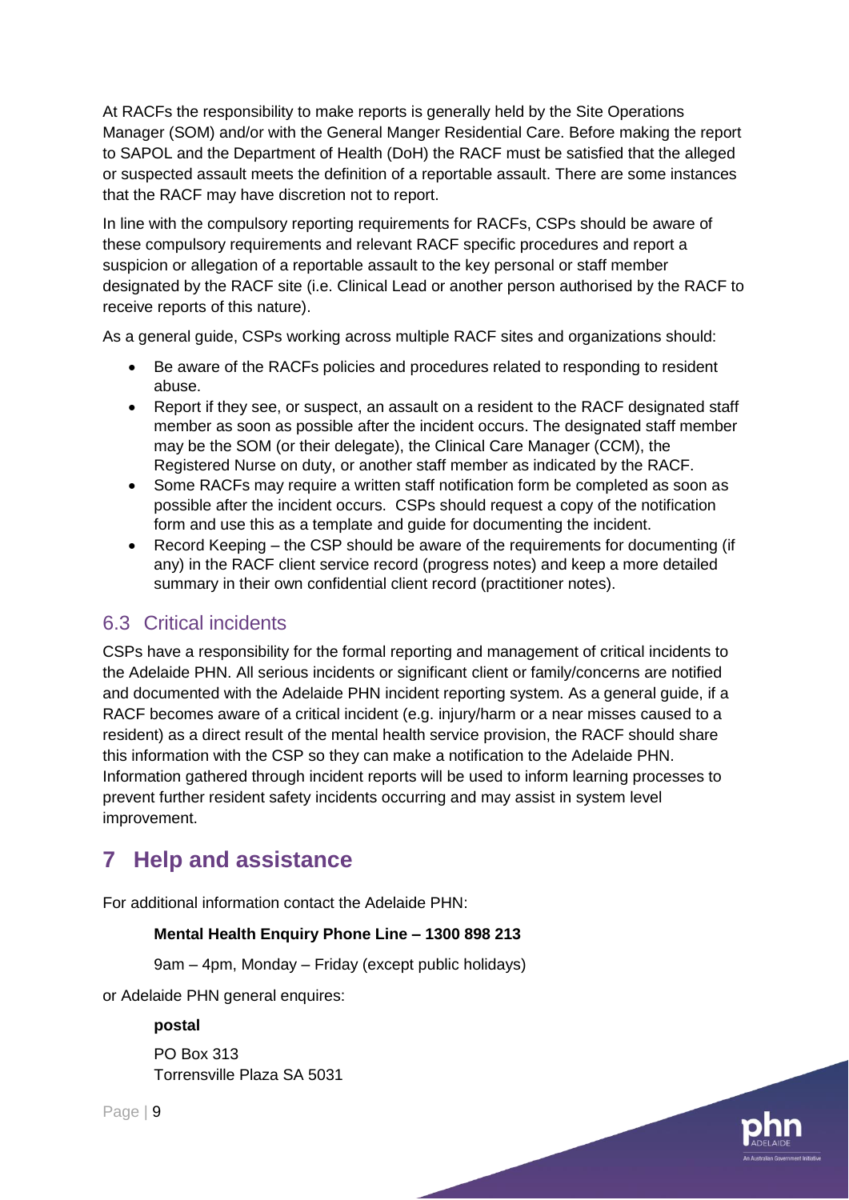At RACFs the responsibility to make reports is generally held by the Site Operations Manager (SOM) and/or with the General Manger Residential Care. Before making the report to SAPOL and the Department of Health (DoH) the RACF must be satisfied that the alleged or suspected assault meets the definition of a reportable assault. There are some instances that the RACF may have discretion not to report.

In line with the compulsory reporting requirements for RACFs, CSPs should be aware of these compulsory requirements and relevant RACF specific procedures and report a suspicion or allegation of a reportable assault to the key personal or staff member designated by the RACF site (i.e. Clinical Lead or another person authorised by the RACF to receive reports of this nature).

As a general guide, CSPs working across multiple RACF sites and organizations should:

- Be aware of the RACFs policies and procedures related to responding to resident abuse.
- Report if they see, or suspect, an assault on a resident to the RACF designated staff member as soon as possible after the incident occurs. The designated staff member may be the SOM (or their delegate), the Clinical Care Manager (CCM), the Registered Nurse on duty, or another staff member as indicated by the RACF.
- Some RACFs may require a written staff notification form be completed as soon as possible after the incident occurs. CSPs should request a copy of the notification form and use this as a template and guide for documenting the incident.
- Record Keeping – the CSP should be aware of the requirements for documenting (if any) in the RACF client service record (progress notes) and keep a more detailed summary in their own confidential client record (practitioner notes).

## 6.3 Critical incidents

CSPs have a responsibility for the formal reporting and management of critical incidents to the Adelaide PHN. All serious incidents or significant client or family/concerns are notified and documented with the Adelaide PHN incident reporting system. As a general guide, if a RACF becomes aware of a critical incident (e.g. injury/harm or a near misses caused to a resident) as a direct result of the mental health service provision, the RACF should share this information with the CSP so they can make a notification to the Adelaide PHN. Information gathered through incident reports will be used to inform learning processes to prevent further resident safety incidents occurring and may assist in system level improvement.

# 7 Help and assistance

For additional information contact the Adelaide PHN:

**Mental Health Enquiry Phone Line – 1300 898 213**

9am – 4pm, Monday – Friday (except public holidays)

or Adelaide PHN general enquires:

**postal**

PO Box 313
Torrensville Plaza SA 5031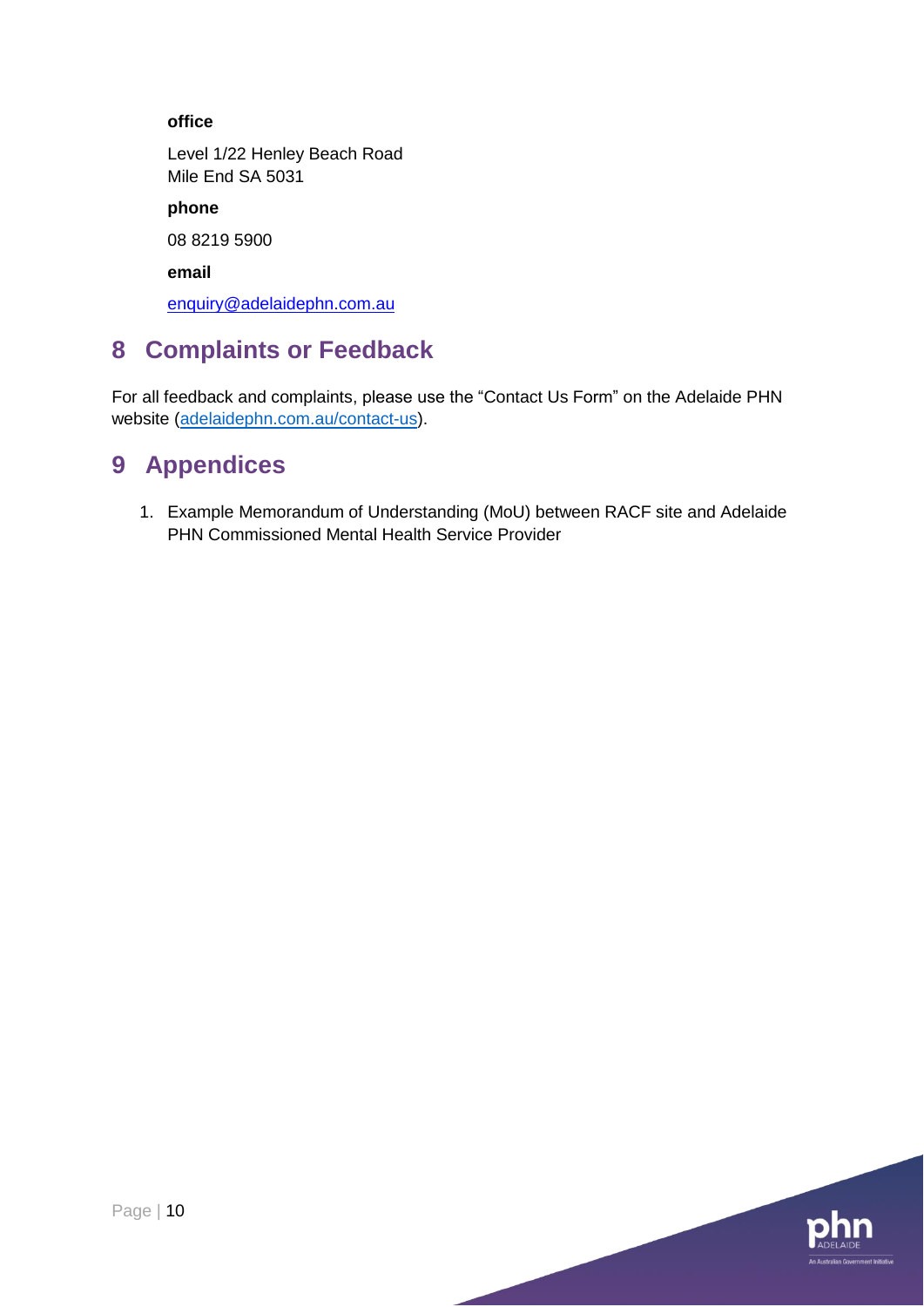**office**

Level 1/22 Henley Beach Road
Mile End SA 5031

**phone**

08 8219 5900

**email**

enquiry@adelaidephn.com.au

# 8 Complaints or Feedback

For all feedback and complaints, please use the "Contact Us Form" on the Adelaide PHN website (adelaidephn.com.au/contact-us).

# 9 Appendices

1. Example Memorandum of Understanding (MoU) between RACF site and Adelaide PHN Commissioned Mental Health Service Provider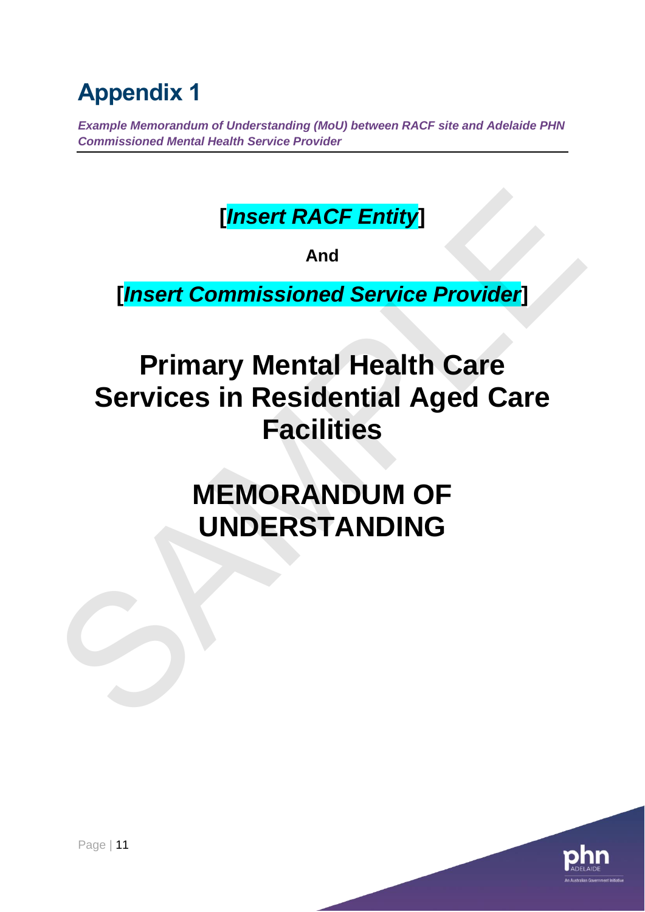# Appendix 1

***Example Memorandum of Understanding (MoU) between RACF site and Adelaide PHN Commissioned Mental Health Service Provider***

**[*Insert RACF Entity*]**

**And**

**[*Insert Commissioned Service Provider*]**

# Primary Mental Health Care Services in Residential Aged Care Facilities

# MEMORANDUM OF UNDERSTANDING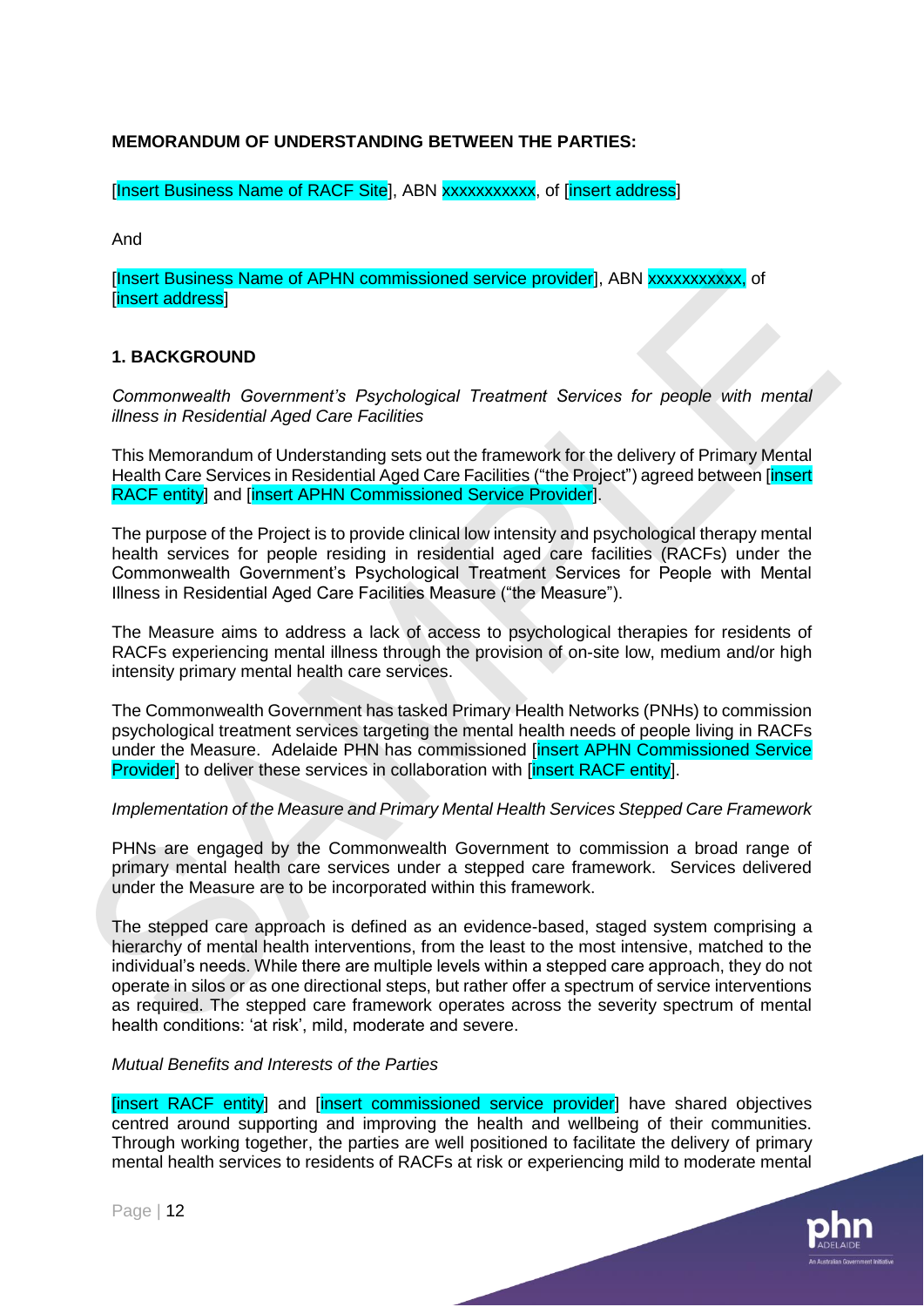**MEMORANDUM OF UNDERSTANDING BETWEEN THE PARTIES:**

[Insert Business Name of RACF Site], ABN xxxxxxxxxxx, of [insert address]

And

[Insert Business Name of APHN commissioned service provider], ABN xxxxxxxxxxx, of [insert address]

## 1. BACKGROUND

*Commonwealth Government's Psychological Treatment Services for people with mental illness in Residential Aged Care Facilities*

This Memorandum of Understanding sets out the framework for the delivery of Primary Mental Health Care Services in Residential Aged Care Facilities ("the Project") agreed between [insert RACF entity] and [insert APHN Commissioned Service Provider].

The purpose of the Project is to provide clinical low intensity and psychological therapy mental health services for people residing in residential aged care facilities (RACFs) under the Commonwealth Government's Psychological Treatment Services for People with Mental Illness in Residential Aged Care Facilities Measure ("the Measure").

The Measure aims to address a lack of access to psychological therapies for residents of RACFs experiencing mental illness through the provision of on-site low, medium and/or high intensity primary mental health care services.

The Commonwealth Government has tasked Primary Health Networks (PHNs) to commission psychological treatment services targeting the mental health needs of people living in RACFs under the Measure. Adelaide PHN has commissioned [insert APHN Commissioned Service Provider] to deliver these services in collaboration with [insert RACF entity].

*Implementation of the Measure and Primary Mental Health Services Stepped Care Framework*

PHNs are engaged by the Commonwealth Government to commission a broad range of primary mental health care services under a stepped care framework. Services delivered under the Measure are to be incorporated within this framework.

The stepped care approach is defined as an evidence-based, staged system comprising a hierarchy of mental health interventions, from the least to the most intensive, matched to the individual's needs. While there are multiple levels within a stepped care approach, they do not operate in silos or as one directional steps, but rather offer a spectrum of service interventions as required. The stepped care framework operates across the severity spectrum of mental health conditions: 'at risk', mild, moderate and severe.

*Mutual Benefits and Interests of the Parties*

[insert RACF entity] and [insert commissioned service provider] have shared objectives centred around supporting and improving the health and wellbeing of their communities. Through working together, the parties are well positioned to facilitate the delivery of primary mental health services to residents of RACFs at risk or experiencing mild to moderate mental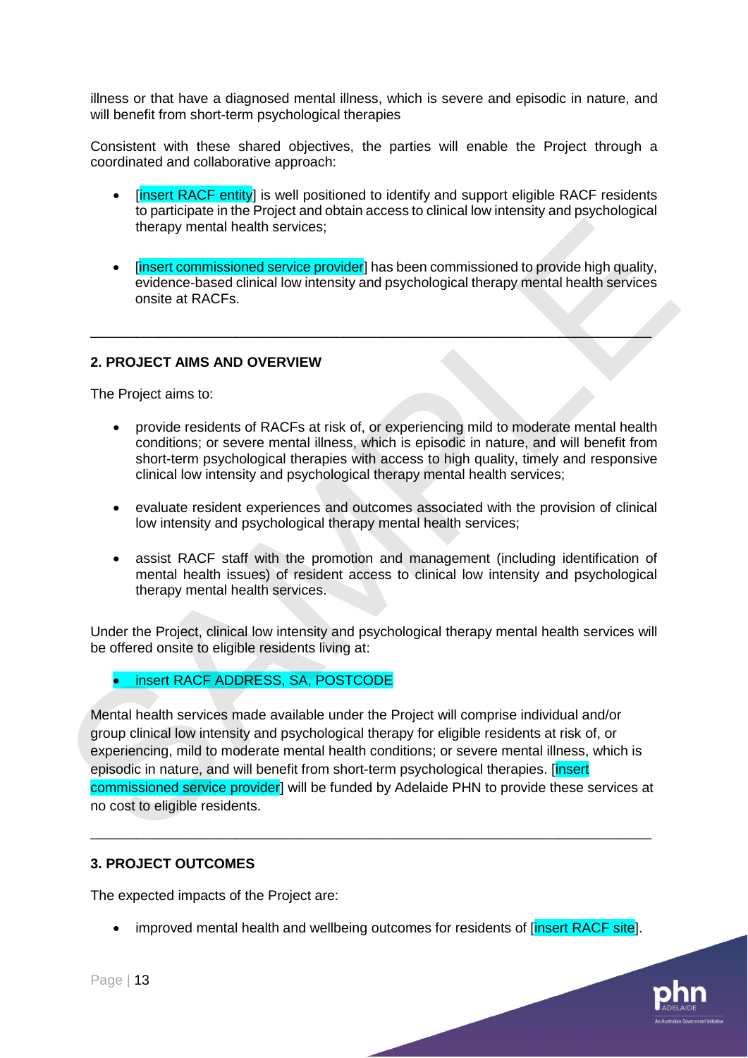illness or that have a diagnosed mental illness, which is severe and episodic in nature, and will benefit from short-term psychological therapies

Consistent with these shared objectives, the parties will enable the Project through a coordinated and collaborative approach:

- [insert RACF entity] is well positioned to identify and support eligible RACF residents to participate in the Project and obtain access to clinical low intensity and psychological therapy mental health services;

- [insert commissioned service provider] has been commissioned to provide high quality, evidence-based clinical low intensity and psychological therapy mental health services onsite at RACFs.

---

## 2. PROJECT AIMS AND OVERVIEW

The Project aims to:

- provide residents of RACFs at risk of, or experiencing mild to moderate mental health conditions; or severe mental illness, which is episodic in nature, and will benefit from short-term psychological therapies with access to high quality, timely and responsive clinical low intensity and psychological therapy mental health services;

- evaluate resident experiences and outcomes associated with the provision of clinical low intensity and psychological therapy mental health services;

- assist RACF staff with the promotion and management (including identification of mental health issues) of resident access to clinical low intensity and psychological therapy mental health services.

Under the Project, clinical low intensity and psychological therapy mental health services will be offered onsite to eligible residents living at:

- insert RACF ADDRESS, SA, POSTCODE

Mental health services made available under the Project will comprise individual and/or group clinical low intensity and psychological therapy for eligible residents at risk of, or experiencing, mild to moderate mental health conditions; or severe mental illness, which is episodic in nature, and will benefit from short-term psychological therapies. [insert commissioned service provider] will be funded by Adelaide PHN to provide these services at no cost to eligible residents.

---

## 3. PROJECT OUTCOMES

The expected impacts of the Project are:

- improved mental health and wellbeing outcomes for residents of [insert RACF site].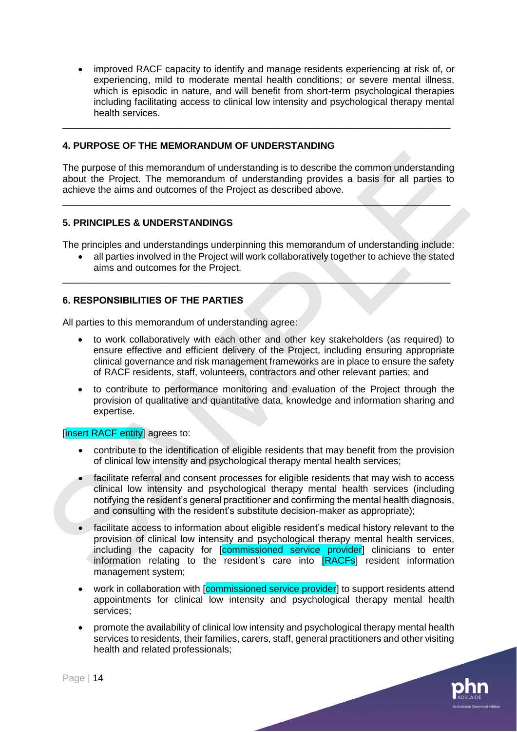- improved RACF capacity to identify and manage residents experiencing at risk of, or experiencing, mild to moderate mental health conditions; or severe mental illness, which is episodic in nature, and will benefit from short-term psychological therapies including facilitating access to clinical low intensity and psychological therapy mental health services.

---

## 4. PURPOSE OF THE MEMORANDUM OF UNDERSTANDING

The purpose of this memorandum of understanding is to describe the common understanding about the Project. The memorandum of understanding provides a basis for all parties to achieve the aims and outcomes of the Project as described above.

---

## 5. PRINCIPLES & UNDERSTANDINGS

The principles and understandings underpinning this memorandum of understanding include:

- all parties involved in the Project will work collaboratively together to achieve the stated aims and outcomes for the Project.

---

## 6. RESPONSIBILITIES OF THE PARTIES

All parties to this memorandum of understanding agree:

- to work collaboratively with each other and other key stakeholders (as required) to ensure effective and efficient delivery of the Project, including ensuring appropriate clinical governance and risk management frameworks are in place to ensure the safety of RACF residents, staff, volunteers, contractors and other relevant parties; and
- to contribute to performance monitoring and evaluation of the Project through the provision of qualitative and quantitative data, knowledge and information sharing and expertise.

[insert RACF entity] agrees to:

- contribute to the identification of eligible residents that may benefit from the provision of clinical low intensity and psychological therapy mental health services;
- facilitate referral and consent processes for eligible residents that may wish to access clinical low intensity and psychological therapy mental health services (including notifying the resident's general practitioner and confirming the mental health diagnosis, and consulting with the resident's substitute decision-maker as appropriate);
- facilitate access to information about eligible resident's medical history relevant to the provision of clinical low intensity and psychological therapy mental health services, including the capacity for [commissioned service provider] clinicians to enter information relating to the resident's care into [RACFs] resident information management system;
- work in collaboration with [commissioned service provider] to support residents attend appointments for clinical low intensity and psychological therapy mental health services;
- promote the availability of clinical low intensity and psychological therapy mental health services to residents, their families, carers, staff, general practitioners and other visiting health and related professionals;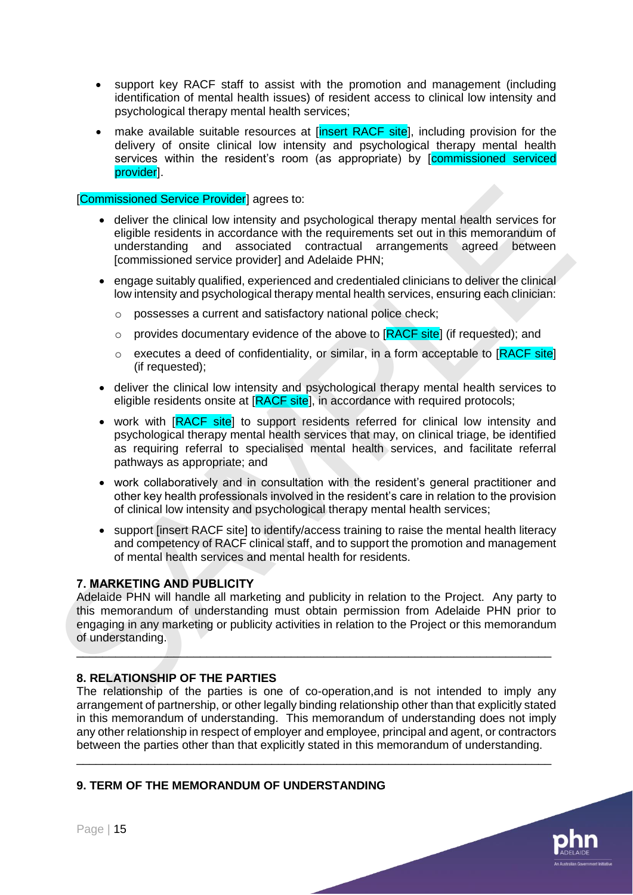- support key RACF staff to assist with the promotion and management (including identification of mental health issues) of resident access to clinical low intensity and psychological therapy mental health services;
- make available suitable resources at [insert RACF site], including provision for the delivery of onsite clinical low intensity and psychological therapy mental health services within the resident's room (as appropriate) by [commissioned serviced provider].

[Commissioned Service Provider] agrees to:

- deliver the clinical low intensity and psychological therapy mental health services for eligible residents in accordance with the requirements set out in this memorandum of understanding and associated contractual arrangements agreed between [commissioned service provider] and Adelaide PHN;
- engage suitably qualified, experienced and credentialed clinicians to deliver the clinical low intensity and psychological therapy mental health services, ensuring each clinician:
  - possesses a current and satisfactory national police check;
  - provides documentary evidence of the above to [RACF site] (if requested); and
  - executes a deed of confidentiality, or similar, in a form acceptable to [RACF site] (if requested);
- deliver the clinical low intensity and psychological therapy mental health services to eligible residents onsite at [RACF site], in accordance with required protocols;
- work with [RACF site] to support residents referred for clinical low intensity and psychological therapy mental health services that may, on clinical triage, be identified as requiring referral to specialised mental health services, and facilitate referral pathways as appropriate; and
- work collaboratively and in consultation with the resident's general practitioner and other key health professionals involved in the resident's care in relation to the provision of clinical low intensity and psychological therapy mental health services;
- support [insert RACF site] to identify/access training to raise the mental health literacy and competency of RACF clinical staff, and to support the promotion and management of mental health services and mental health for residents.

## 7. MARKETING AND PUBLICITY

Adelaide PHN will handle all marketing and publicity in relation to the Project. Any party to this memorandum of understanding must obtain permission from Adelaide PHN prior to engaging in any marketing or publicity activities in relation to the Project or this memorandum of understanding.

---

## 8. RELATIONSHIP OF THE PARTIES

The relationship of the parties is one of co-operation,and is not intended to imply any arrangement of partnership, or other legally binding relationship other than that explicitly stated in this memorandum of understanding. This memorandum of understanding does not imply any other relationship in respect of employer and employee, principal and agent, or contractors between the parties other than that explicitly stated in this memorandum of understanding.

---

## 9. TERM OF THE MEMORANDUM OF UNDERSTANDING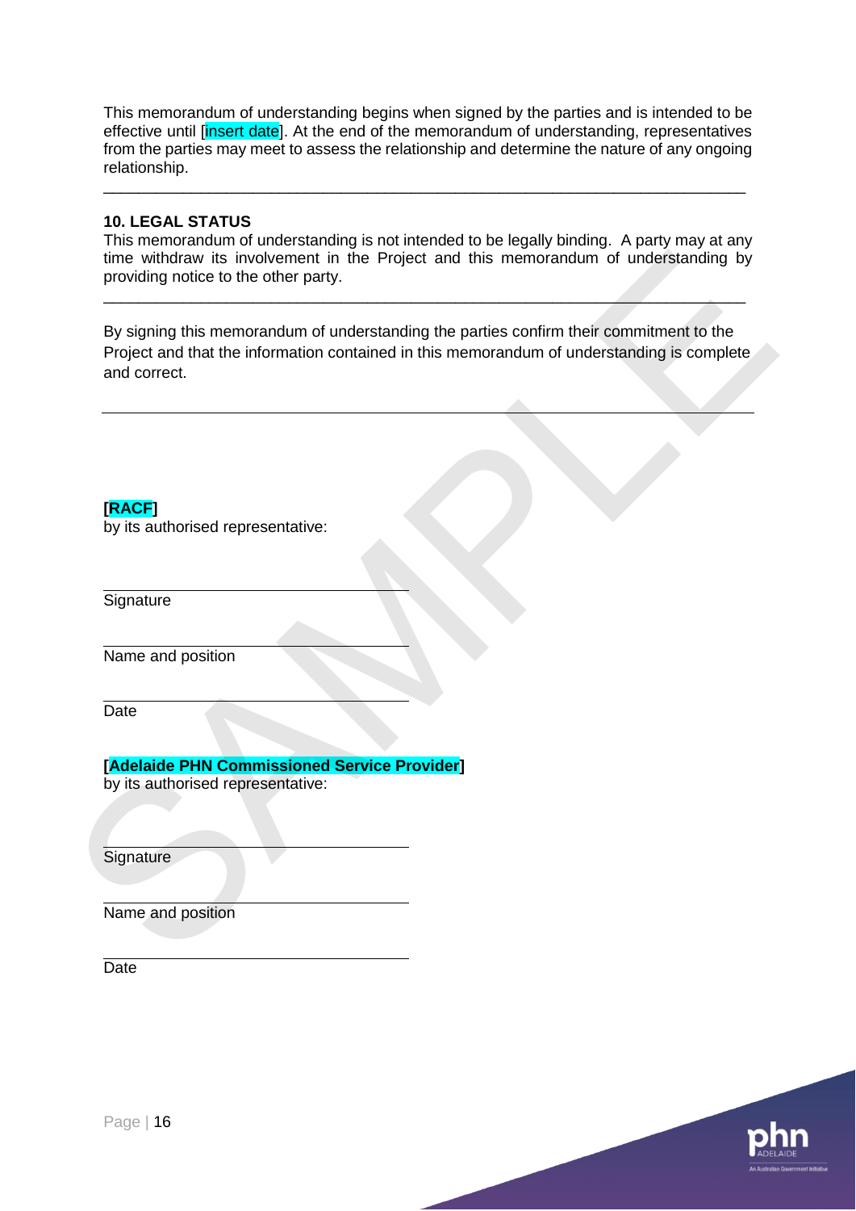This memorandum of understanding begins when signed by the parties and is intended to be effective until [insert date]. At the end of the memorandum of understanding, representatives from the parties may meet to assess the relationship and determine the nature of any ongoing relationship.

---

## 10. LEGAL STATUS

This memorandum of understanding is not intended to be legally binding. A party may at any time withdraw its involvement in the Project and this memorandum of understanding by providing notice to the other party.

---

By signing this memorandum of understanding the parties confirm their commitment to the Project and that the information contained in this memorandum of understanding is complete and correct.

---

**[RACF]**
by its authorised representative:

\_\_\_\_\_\_\_\_\_\_\_\_\_\_\_\_\_\_\_\_\_\_\_\_\_\_\_\_\_\_\_\_
Signature

\_\_\_\_\_\_\_\_\_\_\_\_\_\_\_\_\_\_\_\_\_\_\_\_\_\_\_\_\_\_\_\_
Name and position

\_\_\_\_\_\_\_\_\_\_\_\_\_\_\_\_\_\_\_\_\_\_\_\_\_\_\_\_\_\_\_\_
Date

**[Adelaide PHN Commissioned Service Provider]**
by its authorised representative:

\_\_\_\_\_\_\_\_\_\_\_\_\_\_\_\_\_\_\_\_\_\_\_\_\_\_\_\_\_\_\_\_
Signature

\_\_\_\_\_\_\_\_\_\_\_\_\_\_\_\_\_\_\_\_\_\_\_\_\_\_\_\_\_\_\_\_
Name and position

\_\_\_\_\_\_\_\_\_\_\_\_\_\_\_\_\_\_\_\_\_\_\_\_\_\_\_\_\_\_\_\_
Date